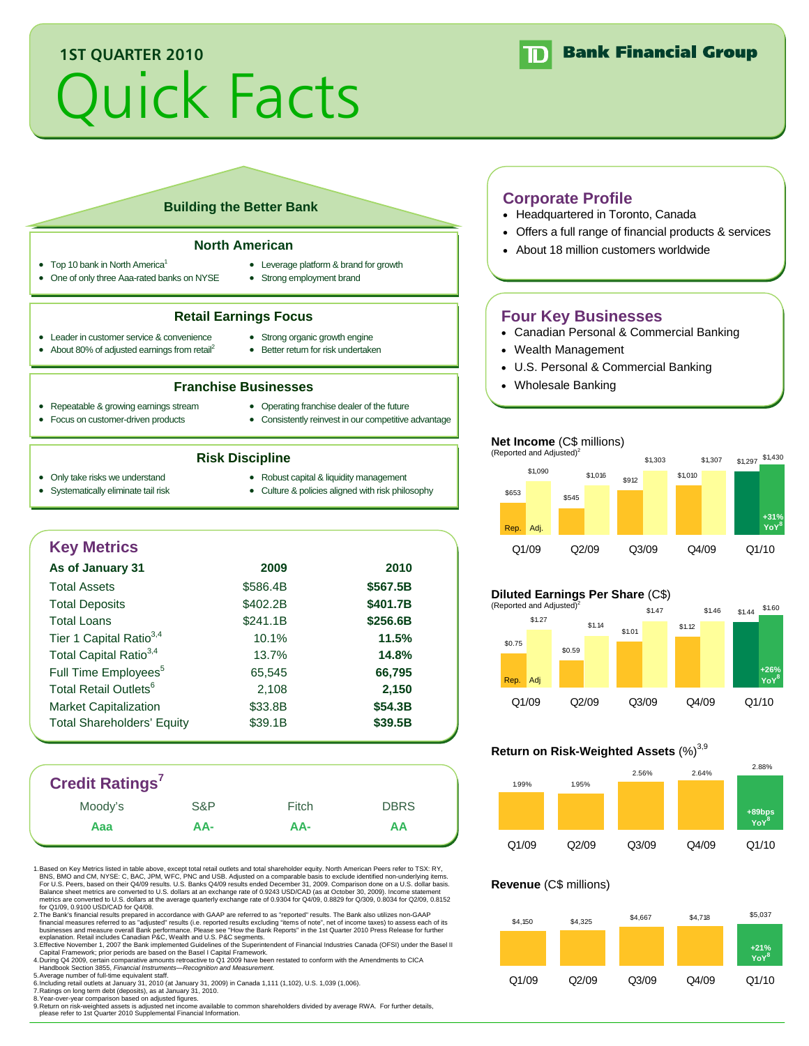# 1ST QUARTER 2010

# Quick Facts

**TD Bank Financial Group**

## Building the Better Bank

### North American

- Top 10 bank in North America[1]
- One of only three Aaa-rated banks on NYSE
- Leverage platform & brand for growth
- Strong employment brand

### Retail Earnings Focus

- Leader in customer service & convenience
- About 80% of adjusted earnings from retail[2]
- Strong organic growth engine
- Better return for risk undertaken

### Franchise Businesses

- Repeatable & growing earnings stream
- Focus on customer-driven products
- Operating franchise dealer of the future
- Consistently reinvest in our competitive advantage

### Risk Discipline

- Only take risks we understand
- Systematically eliminate tail risk
- Robust capital & liquidity management
- Culture & policies aligned with risk philosophy

## Key Metrics

| As of January 31 | 2009 | 2010 |
|---|---|---|
| Total Assets | $586.4B | **$567.5B** |
| Total Deposits | $402.2B | **$401.7B** |
| Total Loans | $241.1B | **$256.6B** |
| Tier 1 Capital Ratio[3,4] | 10.1% | **11.5%** |
| Total Capital Ratio[3,4] | 13.7% | **14.8%** |
| Full Time Employees[5] | 65,545 | **66,795** |
| Total Retail Outlets[6] | 2,108 | **2,150** |
| Market Capitalization | $33.8B | **$54.3B** |
| Total Shareholders' Equity | $39.1B | **$39.5B** |

## Credit Ratings[7]

| Moody's | S&P | Fitch | DBRS |
|---|---|---|---|
| **Aaa** | **AA-** | **AA-** | **AA** |

## Corporate Profile

- Headquartered in Toronto, Canada
- Offers a full range of financial products & services
- About 18 million customers worldwide

## Four Key Businesses

- Canadian Personal & Commercial Banking
- Wealth Management
- U.S. Personal & Commercial Banking
- Wholesale Banking

**Net Income** (C$ millions)
(Reported and Adjusted)[2]

Rep. Adj.
Q1/09: $653 $1,090
Q2/09: $545 $1,016
Q3/09: $912 $1,303
Q4/09: $1,010 $1,307
Q1/10: $1,297 $1,430
+31% YoY[8]

**Diluted Earnings Per Share** (C$)
(Reported and Adjusted)[2]

Rep. Adj
Q1/09: $0.75 $1.27
Q2/09: $0.59 $1.14
Q3/09: $1.01 $1.47
Q4/09: $1.12 $1.46
Q1/10: $1.44 $1.60
+26% YoY[8]

**Return on Risk-Weighted Assets** (%)[3,9]

Q1/09: 1.99%
Q2/09: 1.95%
Q3/09: 2.56%
Q4/09: 2.64%
Q1/10: 2.88%
+89bps YoY[8]

**Revenue** (C$ millions)

Q1/09: $4,150
Q2/09: $4,325
Q3/09: $4,667
Q4/09: $4,718
Q1/10: $5,037
+21% YoY[8]

1. Based on Key Metrics listed in table above, except total retail outlets and total shareholder equity. North American Peers refer to TSX: RY, BNS, BMO and CM, NYSE: C, BAC, JPM, WFC, PNC and USB. Adjusted on a comparable basis to exclude identified non-underlying items. For U.S. Peers, based on their Q4/09 results. U.S. Banks Q4/09 results ended December 31, 2009. Comparison done on a U.S. dollar basis. Balance sheet metrics are converted to U.S. dollars at an exchange rate of 0.9243 USD/CAD (as at October 30, 2009). Income statement metrics are converted to U.S. dollars at the average quarterly exchange rate of 0.9304 for Q4/09, 0.8829 for Q/309, 0.8034 for Q2/09, 0.8152 for Q1/09, 0.9100 USD/CAD for Q4/08.
2. The Bank's financial results prepared in accordance with GAAP are referred to as "reported" results. The Bank also utilizes non-GAAP financial measures referred to as "adjusted" results (i.e. reported results excluding "items of note", net of income taxes) to assess each of its businesses and measure overall Bank performance. Please see "How the Bank Reports" in the 1st Quarter 2010 Press Release for further explanation. Retail includes Canadian P&C, Wealth and U.S. P&C segments.
3. Effective November 1, 2007 the Bank implemented Guidelines of the Superintendent of Financial Industries Canada (OFSI) under the Basel II Capital Framework; prior periods are based on the Basel I Capital Framework.
4. During Q4 2009, certain comparative amounts retroactive to Q1 2009 have been restated to conform with the Amendments to CICA Handbook Section 3855, *Financial Instruments—Recognition and Measurement.*
5. Average number of full-time equivalent staff.
6. Including retail outlets at January 31, 2010 (at January 31, 2009) in Canada 1,111 (1,102), U.S. 1,039 (1,006).
7. Ratings on long term debt (deposits), as at January 31, 2010.
8. Year-over-year comparison based on adjusted figures.
9. Return on risk-weighted assets is adjusted net income available to common shareholders divided by average RWA. For further details, please refer to 1st Quarter 2010 Supplemental Financial Information.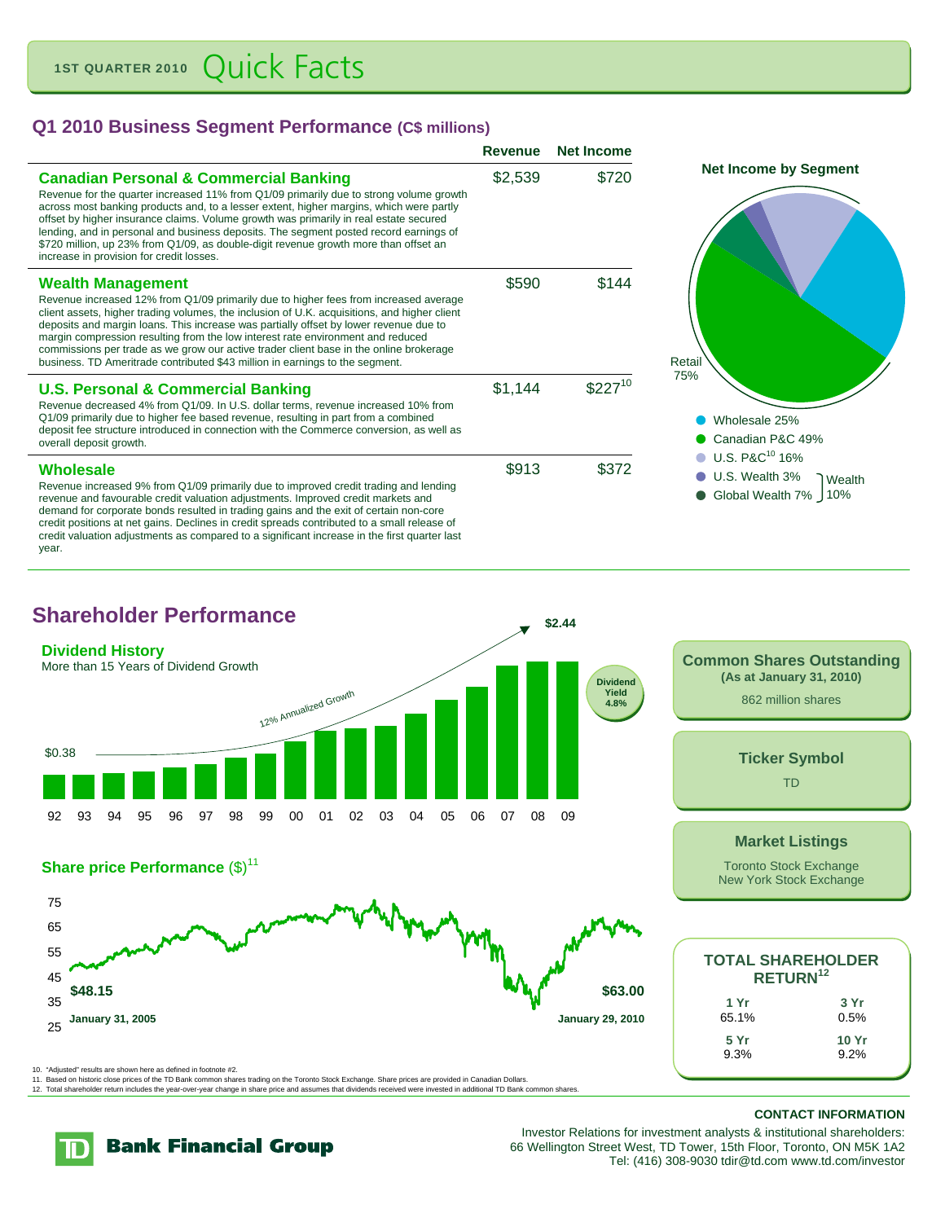# 1ST QUARTER 2010 Quick Facts

## Q1 2010 Business Segment Performance (C$ millions)

| | Revenue | Net Income |
|---|---|---|
| **Canadian Personal & Commercial Banking**<br>Revenue for the quarter increased 11% from Q1/09 primarily due to strong volume growth across most banking products and, to a lesser extent, higher margins, which were partly offset by higher insurance claims. Volume growth was primarily in real estate secured lending, and in personal and business deposits. The segment posted record earnings of $720 million, up 23% from Q1/09, as double-digit revenue growth more than offset an increase in provision for credit losses. | $2,539 | $720 |
| **Wealth Management**<br>Revenue increased 12% from Q1/09 primarily due to higher fees from increased average client assets, higher trading volumes, the inclusion of U.K. acquisitions, and higher client deposits and margin loans. This increase was partially offset by lower revenue due to margin compression resulting from the low interest rate environment and reduced commissions per trade as we grow our active trader client base in the online brokerage business. TD Ameritrade contributed $43 million in earnings to the segment. | $590 | $144 |
| **U.S. Personal & Commercial Banking**<br>Revenue decreased 4% from Q1/09. In U.S. dollar terms, revenue increased 10% from Q1/09 primarily due to higher fee based revenue, resulting in part from a combined deposit fee structure introduced in connection with the Commerce conversion, as well as overall deposit growth. | $1,144 | $227[10] |
| **Wholesale**<br>Revenue increased 9% from Q1/09 primarily due to improved credit trading and lending revenue and favourable credit valuation adjustments. Improved credit markets and demand for corporate bonds resulted in trading gains and the exit of certain non-core credit positions at net gains. Declines in credit spreads contributed to a small release of credit valuation adjustments as compared to a significant increase in the first quarter last year. | $913 | $372 |

**Net Income by Segment**

Retail 75%

- Wholesale 25%
- Canadian P&C 49%
- U.S. P&C[10] 16%
- U.S. Wealth 3%
- Global Wealth 7%

Wealth 10%

## Shareholder Performance

### Dividend History

More than 15 Years of Dividend Growth

$0.38

12% Annualized Growth

$2.44

Dividend Yield 4.8%

92 93 94 95 96 97 98 99 00 01 02 03 04 05 06 07 08 09

### Share price Performance ($)[11]

75
65
55
45
35
25

$48.15
January 31, 2005

$63.00
January 29, 2010

**Common Shares Outstanding**
**(As at January 31, 2010)**
862 million shares

**Ticker Symbol**
TD

**Market Listings**
Toronto Stock Exchange
New York Stock Exchange

**TOTAL SHAREHOLDER RETURN[12]**

| 1 Yr | 3 Yr |
|---|---|
| 65.1% | 0.5% |
| **5 Yr** | **10 Yr** |
| 9.3% | 9.2% |

10. "Adjusted" results are shown here as defined in footnote #2.
11. Based on historic close prices of the TD Bank common shares trading on the Toronto Stock Exchange. Share prices are provided in Canadian Dollars.
12. Total shareholder return includes the year-over-year change in share price and assumes that dividends received were invested in additional TD Bank common shares.

**CONTACT INFORMATION**

Investor Relations for investment analysts & institutional shareholders:
66 Wellington Street West, TD Tower, 15th Floor, Toronto, ON M5K 1A2
Tel: (416) 308-9030 tdir@td.com www.td.com/investor

TD Bank Financial Group